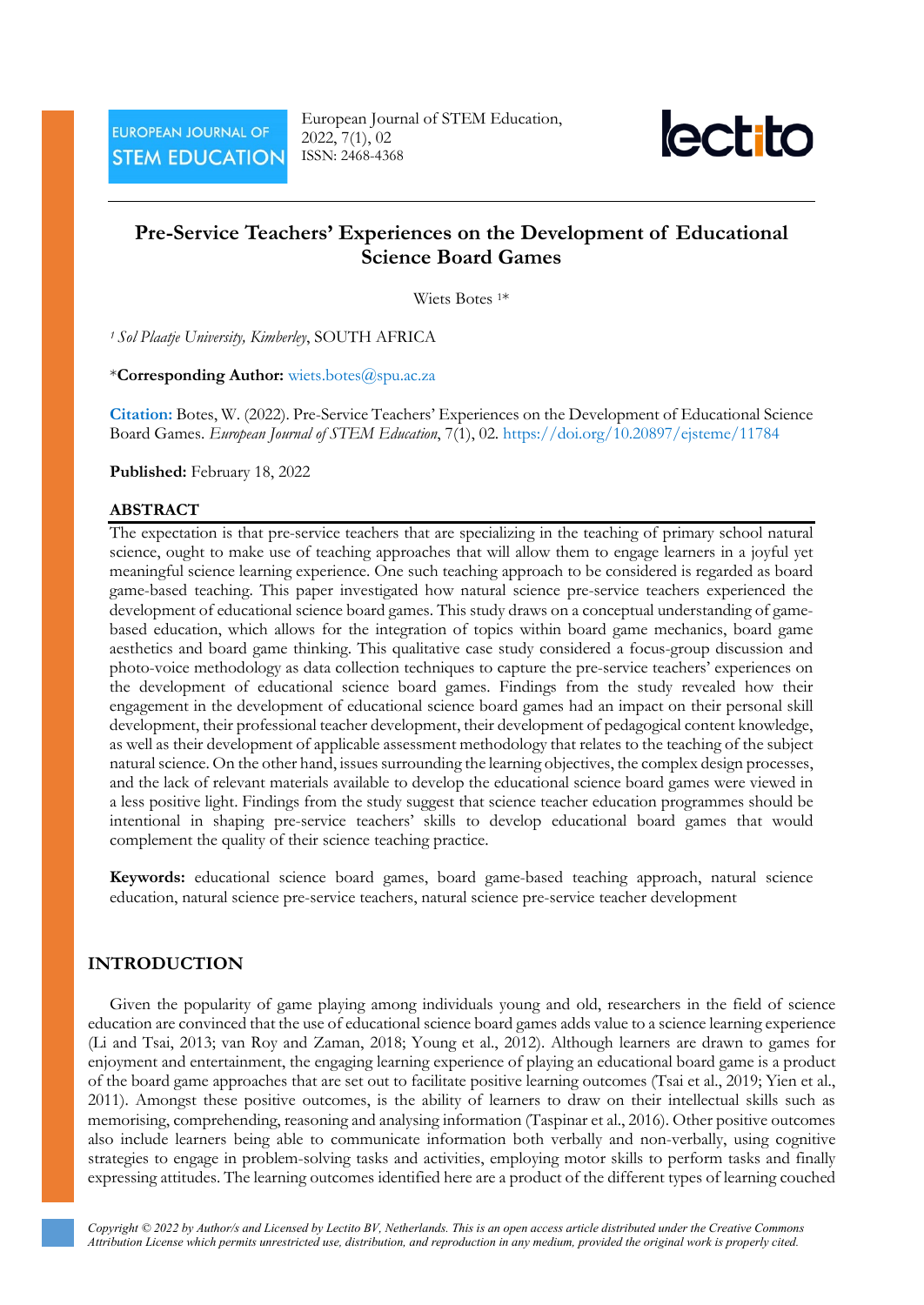# Pre-Service Teachers' Experiences on the Development of Educational Science Board Games

Wiets Botes [1]*

[1] *Sol Plaatje University, Kimberley*, SOUTH AFRICA

***Corresponding Author:** wiets.botes@spu.ac.za

**Citation:** Botes, W. (2022). Pre-Service Teachers' Experiences on the Development of Educational Science Board Games. *European Journal of STEM Education*, 7(1), 02. https://doi.org/10.20897/ejsteme/11784

**Published:** February 18, 2022

## ABSTRACT

The expectation is that pre-service teachers that are specializing in the teaching of primary school natural science, ought to make use of teaching approaches that will allow them to engage learners in a joyful yet meaningful science learning experience. One such teaching approach to be considered is regarded as board game-based teaching. This paper investigated how natural science pre-service teachers experienced the development of educational science board games. This study draws on a conceptual understanding of game-based education, which allows for the integration of topics within board game mechanics, board game aesthetics and board game thinking. This qualitative case study considered a focus-group discussion and photo-voice methodology as data collection techniques to capture the pre-service teachers' experiences on the development of educational science board games. Findings from the study revealed how their engagement in the development of educational science board games had an impact on their personal skill development, their professional teacher development, their development of pedagogical content knowledge, as well as their development of applicable assessment methodology that relates to the teaching of the subject natural science. On the other hand, issues surrounding the learning objectives, the complex design processes, and the lack of relevant materials available to develop the educational science board games were viewed in a less positive light. Findings from the study suggest that science teacher education programmes should be intentional in shaping pre-service teachers' skills to develop educational board games that would complement the quality of their science teaching practice.

**Keywords:** educational science board games, board game-based teaching approach, natural science education, natural science pre-service teachers, natural science pre-service teacher development

## INTRODUCTION

Given the popularity of game playing among individuals young and old, researchers in the field of science education are convinced that the use of educational science board games adds value to a science learning experience (Li and Tsai, 2013; van Roy and Zaman, 2018; Young et al., 2012). Although learners are drawn to games for enjoyment and entertainment, the engaging learning experience of playing an educational board game is a product of the board game approaches that are set out to facilitate positive learning outcomes (Tsai et al., 2019; Yien et al., 2011). Amongst these positive outcomes, is the ability of learners to draw on their intellectual skills such as memorising, comprehending, reasoning and analysing information (Taspinar et al., 2016). Other positive outcomes also include learners being able to communicate information both verbally and non-verbally, using cognitive strategies to engage in problem-solving tasks and activities, employing motor skills to perform tasks and finally expressing attitudes. The learning outcomes identified here are a product of the different types of learning couched

*Copyright © 2022 by Author/s and Licensed by Lectito BV, Netherlands. This is an open access article distributed under the Creative Commons Attribution License which permits unrestricted use, distribution, and reproduction in any medium, provided the original work is properly cited.*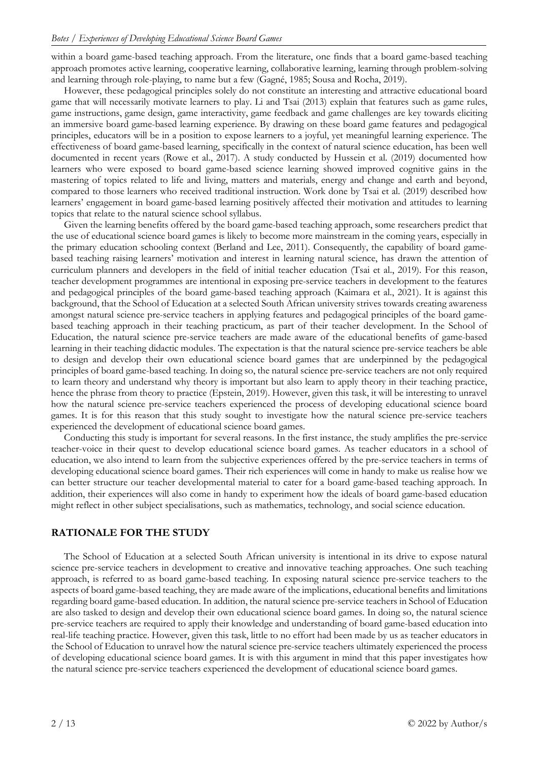within a board game-based teaching approach. From the literature, one finds that a board game-based teaching approach promotes active learning, cooperative learning, collaborative learning, learning through problem-solving and learning through role-playing, to name but a few (Gagné, 1985; Sousa and Rocha, 2019).

However, these pedagogical principles solely do not constitute an interesting and attractive educational board game that will necessarily motivate learners to play. Li and Tsai (2013) explain that features such as game rules, game instructions, game design, game interactivity, game feedback and game challenges are key towards eliciting an immersive board game-based learning experience. By drawing on these board game features and pedagogical principles, educators will be in a position to expose learners to a joyful, yet meaningful learning experience. The effectiveness of board game-based learning, specifically in the context of natural science education, has been well documented in recent years (Rowe et al., 2017). A study conducted by Hussein et al. (2019) documented how learners who were exposed to board game-based science learning showed improved cognitive gains in the mastering of topics related to life and living, matters and materials, energy and change and earth and beyond, compared to those learners who received traditional instruction. Work done by Tsai et al. (2019) described how learners' engagement in board game-based learning positively affected their motivation and attitudes to learning topics that relate to the natural science school syllabus.

Given the learning benefits offered by the board game-based teaching approach, some researchers predict that the use of educational science board games is likely to become more mainstream in the coming years, especially in the primary education schooling context (Berland and Lee, 2011). Consequently, the capability of board game-based teaching raising learners' motivation and interest in learning natural science, has drawn the attention of curriculum planners and developers in the field of initial teacher education (Tsai et al., 2019). For this reason, teacher development programmes are intentional in exposing pre-service teachers in development to the features and pedagogical principles of the board game-based teaching approach (Kaimara et al., 2021). It is against this background, that the School of Education at a selected South African university strives towards creating awareness amongst natural science pre-service teachers in applying features and pedagogical principles of the board game-based teaching approach in their teaching practicum, as part of their teacher development. In the School of Education, the natural science pre-service teachers are made aware of the educational benefits of game-based learning in their teaching didactic modules. The expectation is that the natural science pre-service teachers be able to design and develop their own educational science board games that are underpinned by the pedagogical principles of board game-based teaching. In doing so, the natural science pre-service teachers are not only required to learn theory and understand why theory is important but also learn to apply theory in their teaching practice, hence the phrase from theory to practice (Epstein, 2019). However, given this task, it will be interesting to unravel how the natural science pre-service teachers experienced the process of developing educational science board games. It is for this reason that this study sought to investigate how the natural science pre-service teachers experienced the development of educational science board games.

Conducting this study is important for several reasons. In the first instance, the study amplifies the pre-service teacher-voice in their quest to develop educational science board games. As teacher educators in a school of education, we also intend to learn from the subjective experiences offered by the pre-service teachers in terms of developing educational science board games. Their rich experiences will come in handy to make us realise how we can better structure our teacher developmental material to cater for a board game-based teaching approach. In addition, their experiences will also come in handy to experiment how the ideals of board game-based education might reflect in other subject specialisations, such as mathematics, technology, and social science education.

## RATIONALE FOR THE STUDY

The School of Education at a selected South African university is intentional in its drive to expose natural science pre-service teachers in development to creative and innovative teaching approaches. One such teaching approach, is referred to as board game-based teaching. In exposing natural science pre-service teachers to the aspects of board game-based teaching, they are made aware of the implications, educational benefits and limitations regarding board game-based education. In addition, the natural science pre-service teachers in School of Education are also tasked to design and develop their own educational science board games. In doing so, the natural science pre-service teachers are required to apply their knowledge and understanding of board game-based education into real-life teaching practice. However, given this task, little to no effort had been made by us as teacher educators in the School of Education to unravel how the natural science pre-service teachers ultimately experienced the process of developing educational science board games. It is with this argument in mind that this paper investigates how the natural science pre-service teachers experienced the development of educational science board games.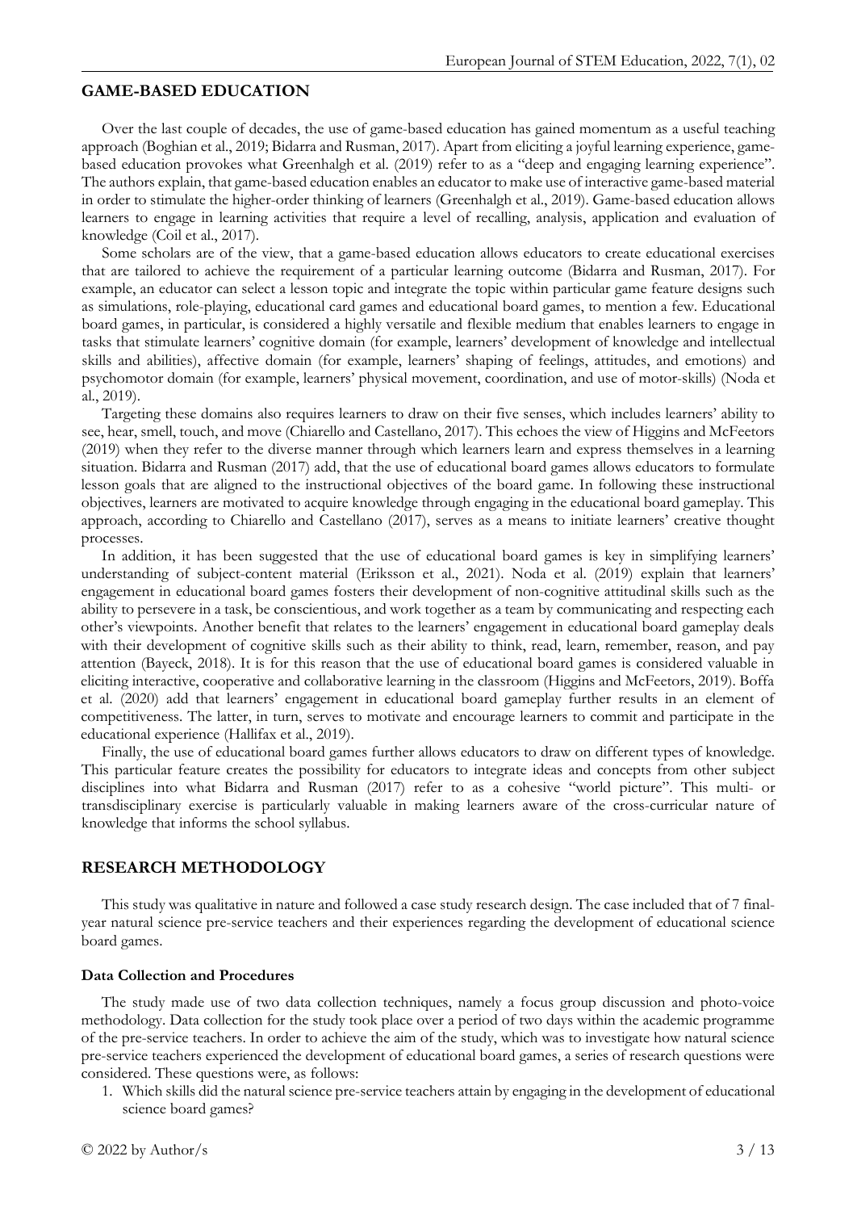## GAME-BASED EDUCATION

Over the last couple of decades, the use of game-based education has gained momentum as a useful teaching approach (Boghian et al., 2019; Bidarra and Rusman, 2017). Apart from eliciting a joyful learning experience, game-based education provokes what Greenhalgh et al. (2019) refer to as a "deep and engaging learning experience". The authors explain, that game-based education enables an educator to make use of interactive game-based material in order to stimulate the higher-order thinking of learners (Greenhalgh et al., 2019). Game-based education allows learners to engage in learning activities that require a level of recalling, analysis, application and evaluation of knowledge (Coil et al., 2017).

Some scholars are of the view, that a game-based education allows educators to create educational exercises that are tailored to achieve the requirement of a particular learning outcome (Bidarra and Rusman, 2017). For example, an educator can select a lesson topic and integrate the topic within particular game feature designs such as simulations, role-playing, educational card games and educational board games, to mention a few. Educational board games, in particular, is considered a highly versatile and flexible medium that enables learners to engage in tasks that stimulate learners' cognitive domain (for example, learners' development of knowledge and intellectual skills and abilities), affective domain (for example, learners' shaping of feelings, attitudes, and emotions) and psychomotor domain (for example, learners' physical movement, coordination, and use of motor-skills) (Noda et al., 2019).

Targeting these domains also requires learners to draw on their five senses, which includes learners' ability to see, hear, smell, touch, and move (Chiarello and Castellano, 2017). This echoes the view of Higgins and McFeetors (2019) when they refer to the diverse manner through which learners learn and express themselves in a learning situation. Bidarra and Rusman (2017) add, that the use of educational board games allows educators to formulate lesson goals that are aligned to the instructional objectives of the board game. In following these instructional objectives, learners are motivated to acquire knowledge through engaging in the educational board gameplay. This approach, according to Chiarello and Castellano (2017), serves as a means to initiate learners' creative thought processes.

In addition, it has been suggested that the use of educational board games is key in simplifying learners' understanding of subject-content material (Eriksson et al., 2021). Noda et al. (2019) explain that learners' engagement in educational board games fosters their development of non-cognitive attitudinal skills such as the ability to persevere in a task, be conscientious, and work together as a team by communicating and respecting each other's viewpoints. Another benefit that relates to the learners' engagement in educational board gameplay deals with their development of cognitive skills such as their ability to think, read, learn, remember, reason, and pay attention (Bayeck, 2018). It is for this reason that the use of educational board games is considered valuable in eliciting interactive, cooperative and collaborative learning in the classroom (Higgins and McFeetors, 2019). Boffa et al. (2020) add that learners' engagement in educational board gameplay further results in an element of competitiveness. The latter, in turn, serves to motivate and encourage learners to commit and participate in the educational experience (Hallifax et al., 2019).

Finally, the use of educational board games further allows educators to draw on different types of knowledge. This particular feature creates the possibility for educators to integrate ideas and concepts from other subject disciplines into what Bidarra and Rusman (2017) refer to as a cohesive "world picture". This multi- or transdisciplinary exercise is particularly valuable in making learners aware of the cross-curricular nature of knowledge that informs the school syllabus.

## RESEARCH METHODOLOGY

This study was qualitative in nature and followed a case study research design. The case included that of 7 final-year natural science pre-service teachers and their experiences regarding the development of educational science board games.

### Data Collection and Procedures

The study made use of two data collection techniques, namely a focus group discussion and photo-voice methodology. Data collection for the study took place over a period of two days within the academic programme of the pre-service teachers. In order to achieve the aim of the study, which was to investigate how natural science pre-service teachers experienced the development of educational board games, a series of research questions were considered. These questions were, as follows:

1. Which skills did the natural science pre-service teachers attain by engaging in the development of educational science board games?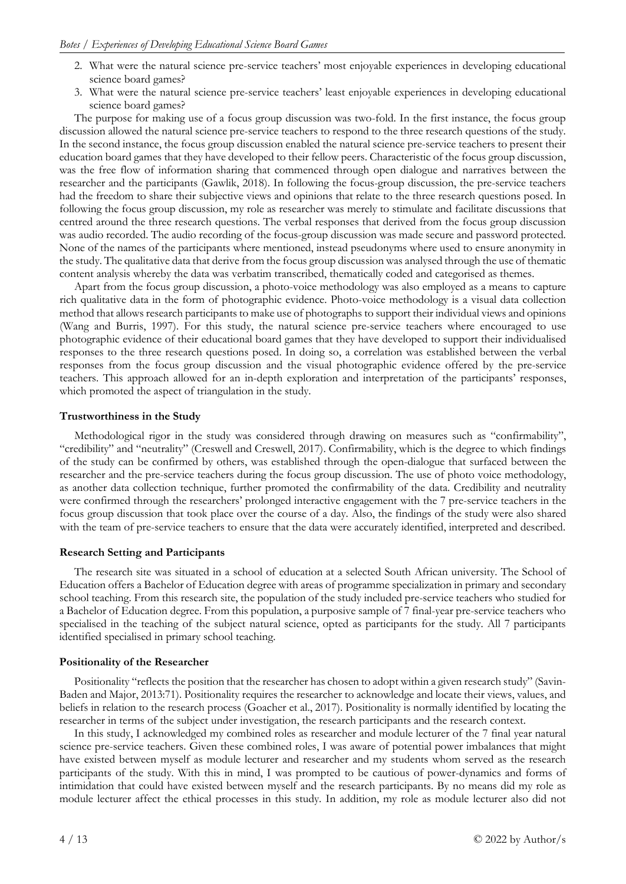2. What were the natural science pre-service teachers' most enjoyable experiences in developing educational science board games?
3. What were the natural science pre-service teachers' least enjoyable experiences in developing educational science board games?

The purpose for making use of a focus group discussion was two-fold. In the first instance, the focus group discussion allowed the natural science pre-service teachers to respond to the three research questions of the study. In the second instance, the focus group discussion enabled the natural science pre-service teachers to present their education board games that they have developed to their fellow peers. Characteristic of the focus group discussion, was the free flow of information sharing that commenced through open dialogue and narratives between the researcher and the participants (Gawlik, 2018). In following the focus-group discussion, the pre-service teachers had the freedom to share their subjective views and opinions that relate to the three research questions posed. In following the focus group discussion, my role as researcher was merely to stimulate and facilitate discussions that centred around the three research questions. The verbal responses that derived from the focus group discussion was audio recorded. The audio recording of the focus-group discussion was made secure and password protected. None of the names of the participants where mentioned, instead pseudonyms where used to ensure anonymity in the study. The qualitative data that derive from the focus group discussion was analysed through the use of thematic content analysis whereby the data was verbatim transcribed, thematically coded and categorised as themes.

Apart from the focus group discussion, a photo-voice methodology was also employed as a means to capture rich qualitative data in the form of photographic evidence. Photo-voice methodology is a visual data collection method that allows research participants to make use of photographs to support their individual views and opinions (Wang and Burris, 1997). For this study, the natural science pre-service teachers where encouraged to use photographic evidence of their educational board games that they have developed to support their individualised responses to the three research questions posed. In doing so, a correlation was established between the verbal responses from the focus group discussion and the visual photographic evidence offered by the pre-service teachers. This approach allowed for an in-depth exploration and interpretation of the participants' responses, which promoted the aspect of triangulation in the study.

**Trustworthiness in the Study**

Methodological rigor in the study was considered through drawing on measures such as "confirmability", "credibility" and "neutrality" (Creswell and Creswell, 2017). Confirmability, which is the degree to which findings of the study can be confirmed by others, was established through the open-dialogue that surfaced between the researcher and the pre-service teachers during the focus group discussion. The use of photo voice methodology, as another data collection technique, further promoted the confirmability of the data. Credibility and neutrality were confirmed through the researchers' prolonged interactive engagement with the 7 pre-service teachers in the focus group discussion that took place over the course of a day. Also, the findings of the study were also shared with the team of pre-service teachers to ensure that the data were accurately identified, interpreted and described.

**Research Setting and Participants**

The research site was situated in a school of education at a selected South African university. The School of Education offers a Bachelor of Education degree with areas of programme specialization in primary and secondary school teaching. From this research site, the population of the study included pre-service teachers who studied for a Bachelor of Education degree. From this population, a purposive sample of 7 final-year pre-service teachers who specialised in the teaching of the subject natural science, opted as participants for the study. All 7 participants identified specialised in primary school teaching.

**Positionality of the Researcher**

Positionality "reflects the position that the researcher has chosen to adopt within a given research study" (Savin-Baden and Major, 2013:71). Positionality requires the researcher to acknowledge and locate their views, values, and beliefs in relation to the research process (Goacher et al., 2017). Positionality is normally identified by locating the researcher in terms of the subject under investigation, the research participants and the research context.

In this study, I acknowledged my combined roles as researcher and module lecturer of the 7 final year natural science pre-service teachers. Given these combined roles, I was aware of potential power imbalances that might have existed between myself as module lecturer and researcher and my students whom served as the research participants of the study. With this in mind, I was prompted to be cautious of power-dynamics and forms of intimidation that could have existed between myself and the research participants. By no means did my role as module lecturer affect the ethical processes in this study. In addition, my role as module lecturer also did not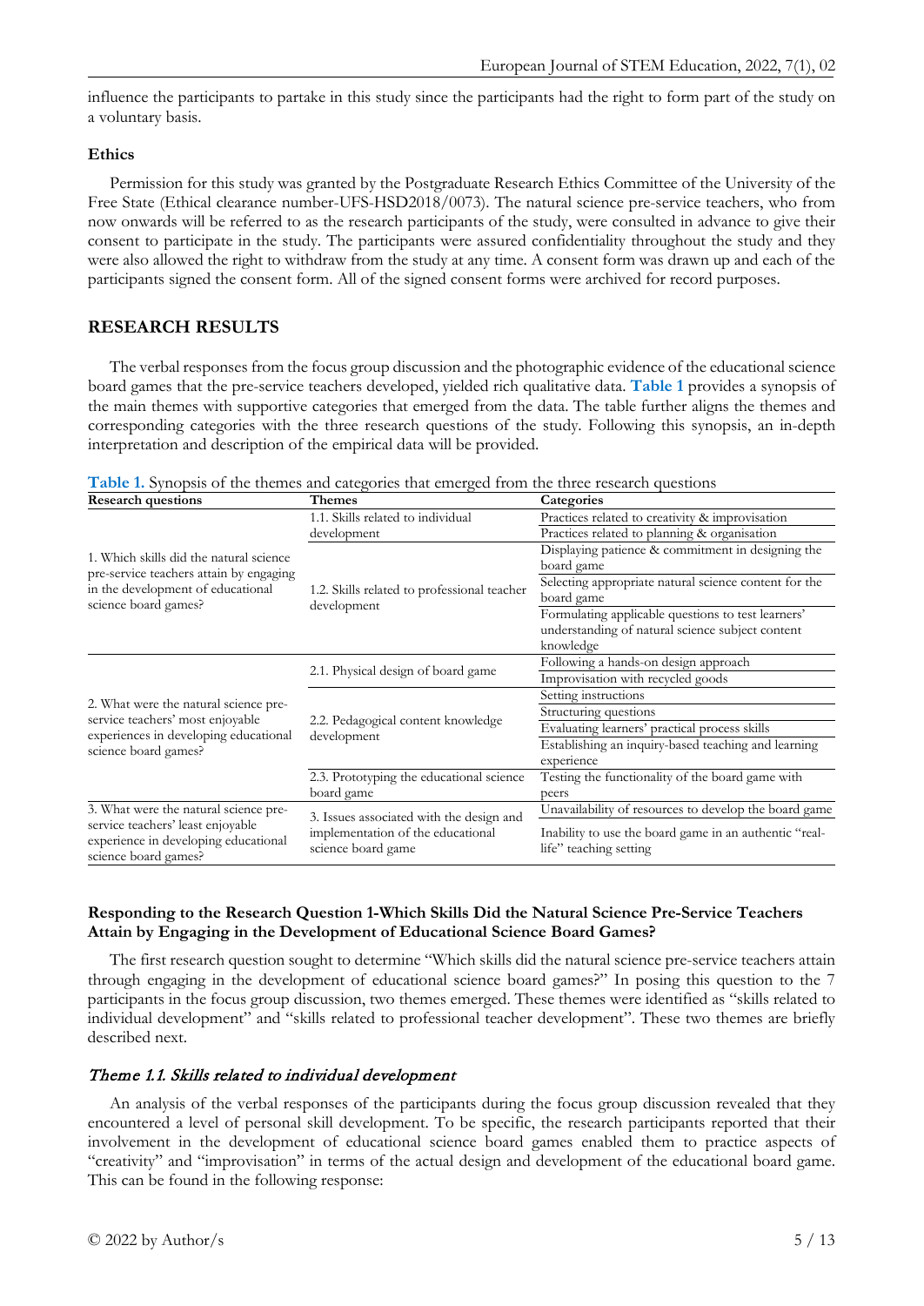influence the participants to partake in this study since the participants had the right to form part of the study on a voluntary basis.

### Ethics

Permission for this study was granted by the Postgraduate Research Ethics Committee of the University of the Free State (Ethical clearance number-UFS-HSD2018/0073). The natural science pre-service teachers, who from now onwards will be referred to as the research participants of the study, were consulted in advance to give their consent to participate in the study. The participants were assured confidentiality throughout the study and they were also allowed the right to withdraw from the study at any time. A consent form was drawn up and each of the participants signed the consent form. All of the signed consent forms were archived for record purposes.

## RESEARCH RESULTS

The verbal responses from the focus group discussion and the photographic evidence of the educational science board games that the pre-service teachers developed, yielded rich qualitative data. **Table 1** provides a synopsis of the main themes with supportive categories that emerged from the data. The table further aligns the themes and corresponding categories with the three research questions of the study. Following this synopsis, an in-depth interpretation and description of the empirical data will be provided.

**Table 1.** Synopsis of the themes and categories that emerged from the three research questions

| Research questions | Themes | Categories |
|---|---|---|
| 1. Which skills did the natural science pre-service teachers attain by engaging in the development of educational science board games? | 1.1. Skills related to individual development | Practices related to creativity & improvisation |
| | | Practices related to planning & organisation |
| | 1.2. Skills related to professional teacher development | Displaying patience & commitment in designing the board game |
| | | Selecting appropriate natural science content for the board game |
| | | Formulating applicable questions to test learners' understanding of natural science subject content knowledge |
| 2. What were the natural science pre-service teachers' most enjoyable experiences in developing educational science board games? | 2.1. Physical design of board game | Following a hands-on design approach |
| | | Improvisation with recycled goods |
| | 2.2. Pedagogical content knowledge development | Setting instructions |
| | | Structuring questions |
| | | Evaluating learners' practical process skills |
| | | Establishing an inquiry-based teaching and learning experience |
| | 2.3. Prototyping the educational science board game | Testing the functionality of the board game with peers |
| 3. What were the natural science pre-service teachers' least enjoyable experience in developing educational science board games? | 3. Issues associated with the design and implementation of the educational science board game | Unavailability of resources to develop the board game |
| | | Inability to use the board game in an authentic "real-life" teaching setting |

### Responding to the Research Question 1-Which Skills Did the Natural Science Pre-Service Teachers Attain by Engaging in the Development of Educational Science Board Games?

The first research question sought to determine "Which skills did the natural science pre-service teachers attain through engaging in the development of educational science board games?" In posing this question to the 7 participants in the focus group discussion, two themes emerged. These themes were identified as "skills related to individual development" and "skills related to professional teacher development". These two themes are briefly described next.

#### *Theme 1.1. Skills related to individual development*

An analysis of the verbal responses of the participants during the focus group discussion revealed that they encountered a level of personal skill development. To be specific, the research participants reported that their involvement in the development of educational science board games enabled them to practice aspects of "creativity" and "improvisation" in terms of the actual design and development of the educational board game. This can be found in the following response: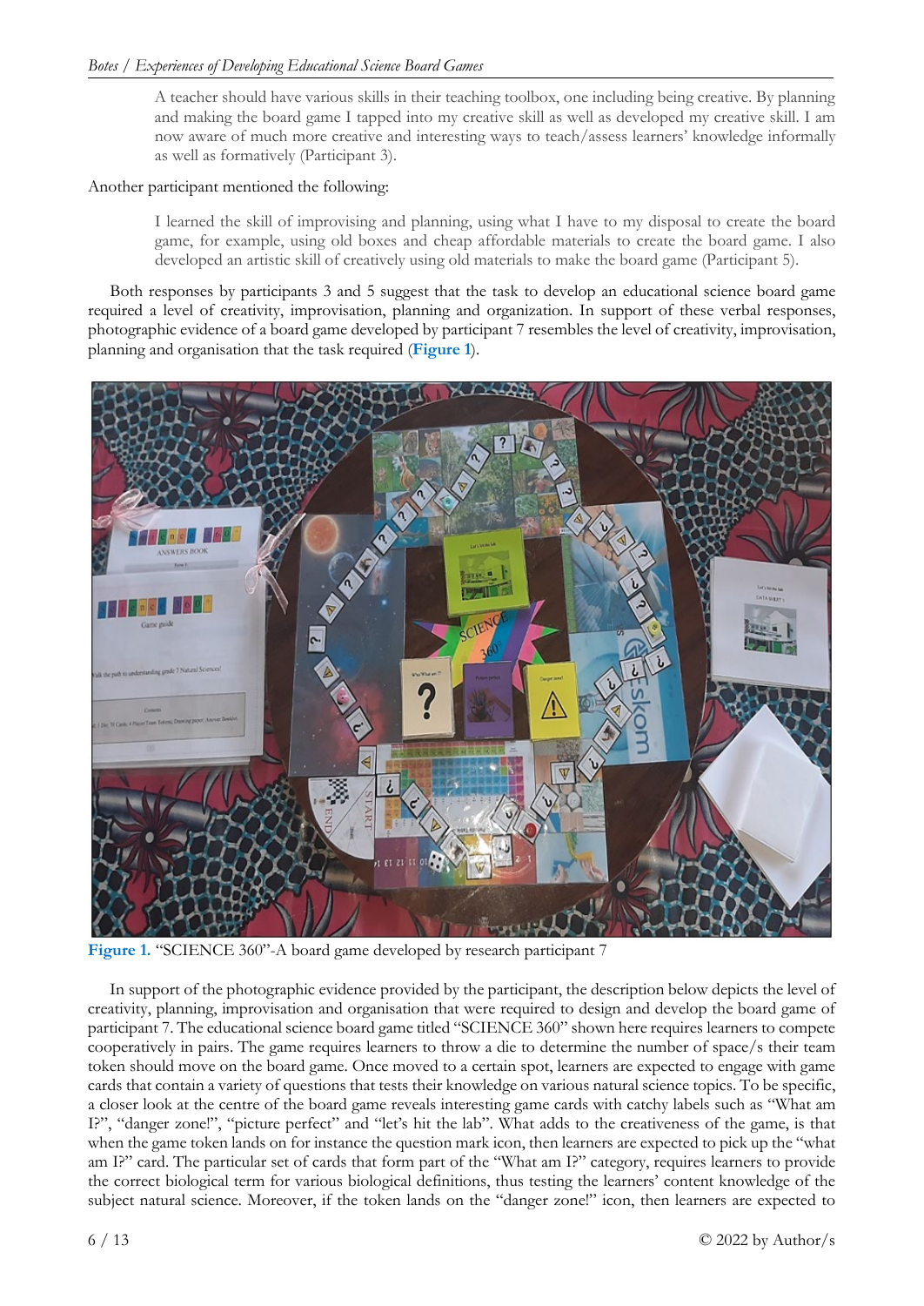> A teacher should have various skills in their teaching toolbox, one including being creative. By planning and making the board game I tapped into my creative skill as well as developed my creative skill. I am now aware of much more creative and interesting ways to teach/assess learners' knowledge informally as well as formatively (Participant 3).

Another participant mentioned the following:

> I learned the skill of improvising and planning, using what I have to my disposal to create the board game, for example, using old boxes and cheap affordable materials to create the board game. I also developed an artistic skill of creatively using old materials to make the board game (Participant 5).

Both responses by participants 3 and 5 suggest that the task to develop an educational science board game required a level of creativity, improvisation, planning and organization. In support of these verbal responses, photographic evidence of a board game developed by participant 7 resembles the level of creativity, improvisation, planning and organisation that the task required (**Figure 1**).

**Figure 1.** "SCIENCE 360"-A board game developed by research participant 7

In support of the photographic evidence provided by the participant, the description below depicts the level of creativity, planning, improvisation and organisation that were required to design and develop the board game of participant 7. The educational science board game titled "SCIENCE 360" shown here requires learners to compete cooperatively in pairs. The game requires learners to throw a die to determine the number of space/s their team token should move on the board game. Once moved to a certain spot, learners are expected to engage with game cards that contain a variety of questions that tests their knowledge on various natural science topics. To be specific, a closer look at the centre of the board game reveals interesting game cards with catchy labels such as "What am I?", "danger zone!", "picture perfect" and "let's hit the lab". What adds to the creativeness of the game, is that when the game token lands on for instance the question mark icon, then learners are expected to pick up the "what am I?" card. The particular set of cards that form part of the "What am I?" category, requires learners to provide the correct biological term for various biological definitions, thus testing the learners' content knowledge of the subject natural science. Moreover, if the token lands on the "danger zone!" icon, then learners are expected to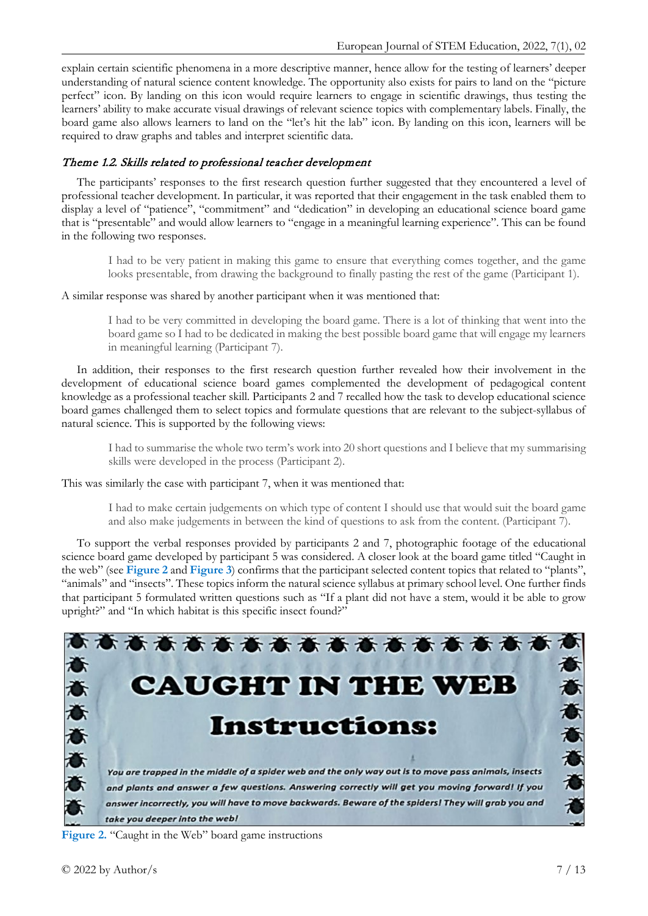explain certain scientific phenomena in a more descriptive manner, hence allow for the testing of learners' deeper understanding of natural science content knowledge. The opportunity also exists for pairs to land on the "picture perfect" icon. By landing on this icon would require learners to engage in scientific drawings, thus testing the learners' ability to make accurate visual drawings of relevant science topics with complementary labels. Finally, the board game also allows learners to land on the "let's hit the lab" icon. By landing on this icon, learners will be required to draw graphs and tables and interpret scientific data.

### *Theme 1.2. Skills related to professional teacher development*

The participants' responses to the first research question further suggested that they encountered a level of professional teacher development. In particular, it was reported that their engagement in the task enabled them to display a level of "patience", "commitment" and "dedication" in developing an educational science board game that is "presentable" and would allow learners to "engage in a meaningful learning experience". This can be found in the following two responses.

> I had to be very patient in making this game to ensure that everything comes together, and the game looks presentable, from drawing the background to finally pasting the rest of the game (Participant 1).

A similar response was shared by another participant when it was mentioned that:

> I had to be very committed in developing the board game. There is a lot of thinking that went into the board game so I had to be dedicated in making the best possible board game that will engage my learners in meaningful learning (Participant 7).

In addition, their responses to the first research question further revealed how their involvement in the development of educational science board games complemented the development of pedagogical content knowledge as a professional teacher skill. Participants 2 and 7 recalled how the task to develop educational science board games challenged them to select topics and formulate questions that are relevant to the subject-syllabus of natural science. This is supported by the following views:

> I had to summarise the whole two term's work into 20 short questions and I believe that my summarising skills were developed in the process (Participant 2).

This was similarly the case with participant 7, when it was mentioned that:

> I had to make certain judgements on which type of content I should use that would suit the board game and also make judgements in between the kind of questions to ask from the content. (Participant 7).

To support the verbal responses provided by participants 2 and 7, photographic footage of the educational science board game developed by participant 5 was considered. A closer look at the board game titled "Caught in the web" (see **Figure 2** and **Figure 3**) confirms that the participant selected content topics that related to "plants", "animals" and "insects". These topics inform the natural science syllabus at primary school level. One further finds that participant 5 formulated written questions such as "If a plant did not have a stem, would it be able to grow upright?" and "In which habitat is this specific insect found?"

**CAUGHT IN THE WEB**

**Instructions:**

*You are trapped in the middle of a spider web and the only way out is to move pass animals, insects and plants and answer a few questions. Answering correctly will get you moving forward! If you answer incorrectly, you will have to move backwards. Beware of the spiders! They will grab you and take you deeper into the web!*

**Figure 2.** "Caught in the Web" board game instructions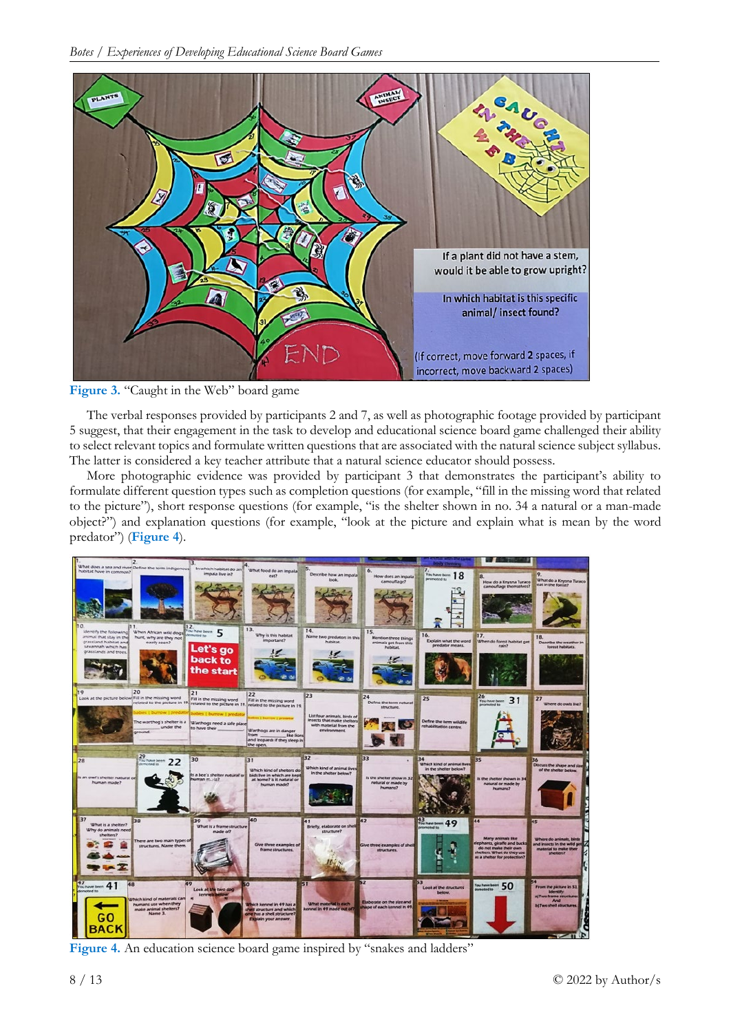Figure 3. "Caught in the Web" board game

The verbal responses provided by participants 2 and 7, as well as photographic footage provided by participant 5 suggest, that their engagement in the task to develop and educational science board game challenged their ability to select relevant topics and formulate written questions that are associated with the natural science subject syllabus. The latter is considered a key teacher attribute that a natural science educator should possess.

More photographic evidence was provided by participant 3 that demonstrates the participant's ability to formulate different question types such as completion questions (for example, "fill in the missing word that related to the picture"), short response questions (for example, "is the shelter shown in no. 34 a natural or a man-made object?") and explanation questions (for example, "look at the picture and explain what is mean by the word predator") (**Figure 4**).

Figure 4. An education science board game inspired by "snakes and ladders"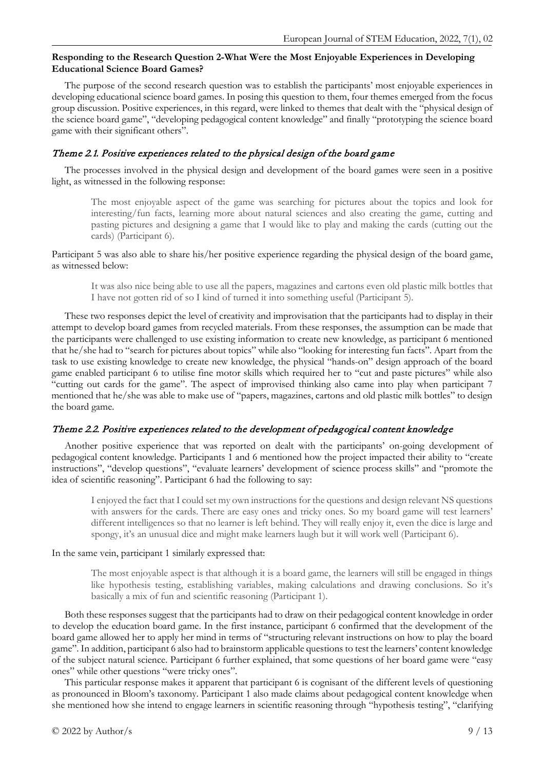**Responding to the Research Question 2-What Were the Most Enjoyable Experiences in Developing Educational Science Board Games?**

The purpose of the second research question was to establish the participants' most enjoyable experiences in developing educational science board games. In posing this question to them, four themes emerged from the focus group discussion. Positive experiences, in this regard, were linked to themes that dealt with the "physical design of the science board game", "developing pedagogical content knowledge" and finally "prototyping the science board game with their significant others".

### *Theme 2.1. Positive experiences related to the physical design of the board game*

The processes involved in the physical design and development of the board games were seen in a positive light, as witnessed in the following response:

> The most enjoyable aspect of the game was searching for pictures about the topics and look for interesting/fun facts, learning more about natural sciences and also creating the game, cutting and pasting pictures and designing a game that I would like to play and making the cards (cutting out the cards) (Participant 6).

Participant 5 was also able to share his/her positive experience regarding the physical design of the board game, as witnessed below:

> It was also nice being able to use all the papers, magazines and cartons even old plastic milk bottles that I have not gotten rid of so I kind of turned it into something useful (Participant 5).

These two responses depict the level of creativity and improvisation that the participants had to display in their attempt to develop board games from recycled materials. From these responses, the assumption can be made that the participants were challenged to use existing information to create new knowledge, as participant 6 mentioned that he/she had to "search for pictures about topics" while also "looking for interesting fun facts". Apart from the task to use existing knowledge to create new knowledge, the physical "hands-on" design approach of the board game enabled participant 6 to utilise fine motor skills which required her to "cut and paste pictures" while also "cutting out cards for the game". The aspect of improvised thinking also came into play when participant 7 mentioned that he/she was able to make use of "papers, magazines, cartons and old plastic milk bottles" to design the board game.

### *Theme 2.2. Positive experiences related to the development of pedagogical content knowledge*

Another positive experience that was reported on dealt with the participants' on-going development of pedagogical content knowledge. Participants 1 and 6 mentioned how the project impacted their ability to "create instructions", "develop questions", "evaluate learners' development of science process skills" and "promote the idea of scientific reasoning". Participant 6 had the following to say:

> I enjoyed the fact that I could set my own instructions for the questions and design relevant NS questions with answers for the cards. There are easy ones and tricky ones. So my board game will test learners' different intelligences so that no learner is left behind. They will really enjoy it, even the dice is large and spongy, it's an unusual dice and might make learners laugh but it will work well (Participant 6).

In the same vein, participant 1 similarly expressed that:

> The most enjoyable aspect is that although it is a board game, the learners will still be engaged in things like hypothesis testing, establishing variables, making calculations and drawing conclusions. So it's basically a mix of fun and scientific reasoning (Participant 1).

Both these responses suggest that the participants had to draw on their pedagogical content knowledge in order to develop the education board game. In the first instance, participant 6 confirmed that the development of the board game allowed her to apply her mind in terms of "structuring relevant instructions on how to play the board game". In addition, participant 6 also had to brainstorm applicable questions to test the learners' content knowledge of the subject natural science. Participant 6 further explained, that some questions of her board game were "easy ones" while other questions "were tricky ones".

This particular response makes it apparent that participant 6 is cognisant of the different levels of questioning as pronounced in Bloom's taxonomy. Participant 1 also made claims about pedagogical content knowledge when she mentioned how she intend to engage learners in scientific reasoning through "hypothesis testing", "clarifying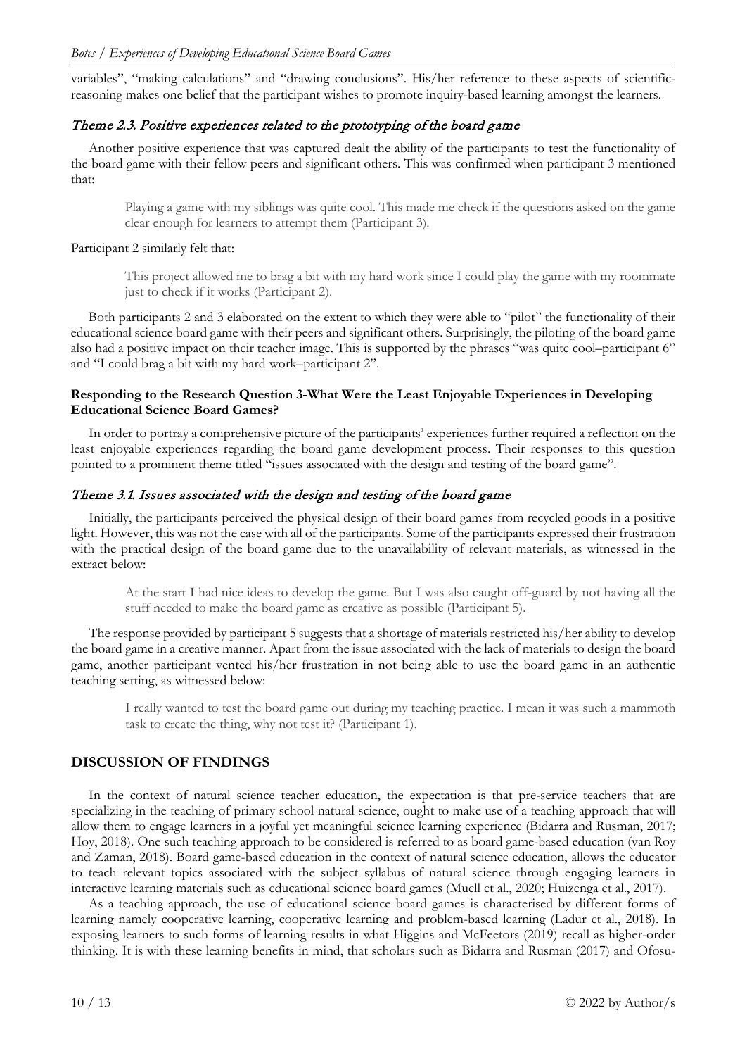variables", "making calculations" and "drawing conclusions". His/her reference to these aspects of scientific-reasoning makes one belief that the participant wishes to promote inquiry-based learning amongst the learners.

### *Theme 2.3. Positive experiences related to the prototyping of the board game*

Another positive experience that was captured dealt the ability of the participants to test the functionality of the board game with their fellow peers and significant others. This was confirmed when participant 3 mentioned that:

> Playing a game with my siblings was quite cool. This made me check if the questions asked on the game clear enough for learners to attempt them (Participant 3).

Participant 2 similarly felt that:

> This project allowed me to brag a bit with my hard work since I could play the game with my roommate just to check if it works (Participant 2).

Both participants 2 and 3 elaborated on the extent to which they were able to "pilot" the functionality of their educational science board game with their peers and significant others. Surprisingly, the piloting of the board game also had a positive impact on their teacher image. This is supported by the phrases "was quite cool–participant 6" and "I could brag a bit with my hard work–participant 2".

**Responding to the Research Question 3-What Were the Least Enjoyable Experiences in Developing Educational Science Board Games?**

In order to portray a comprehensive picture of the participants' experiences further required a reflection on the least enjoyable experiences regarding the board game development process. Their responses to this question pointed to a prominent theme titled "issues associated with the design and testing of the board game".

### *Theme 3.1. Issues associated with the design and testing of the board game*

Initially, the participants perceived the physical design of their board games from recycled goods in a positive light. However, this was not the case with all of the participants. Some of the participants expressed their frustration with the practical design of the board game due to the unavailability of relevant materials, as witnessed in the extract below:

> At the start I had nice ideas to develop the game. But I was also caught off-guard by not having all the stuff needed to make the board game as creative as possible (Participant 5).

The response provided by participant 5 suggests that a shortage of materials restricted his/her ability to develop the board game in a creative manner. Apart from the issue associated with the lack of materials to design the board game, another participant vented his/her frustration in not being able to use the board game in an authentic teaching setting, as witnessed below:

> I really wanted to test the board game out during my teaching practice. I mean it was such a mammoth task to create the thing, why not test it? (Participant 1).

## DISCUSSION OF FINDINGS

In the context of natural science teacher education, the expectation is that pre-service teachers that are specializing in the teaching of primary school natural science, ought to make use of a teaching approach that will allow them to engage learners in a joyful yet meaningful science learning experience (Bidarra and Rusman, 2017; Hoy, 2018). One such teaching approach to be considered is referred to as board game-based education (van Roy and Zaman, 2018). Board game-based education in the context of natural science education, allows the educator to teach relevant topics associated with the subject syllabus of natural science through engaging learners in interactive learning materials such as educational science board games (Muell et al., 2020; Huizenga et al., 2017).

As a teaching approach, the use of educational science board games is characterised by different forms of learning namely cooperative learning, cooperative learning and problem-based learning (Ladur et al., 2018). In exposing learners to such forms of learning results in what Higgins and McFeetors (2019) recall as higher-order thinking. It is with these learning benefits in mind, that scholars such as Bidarra and Rusman (2017) and Ofosu-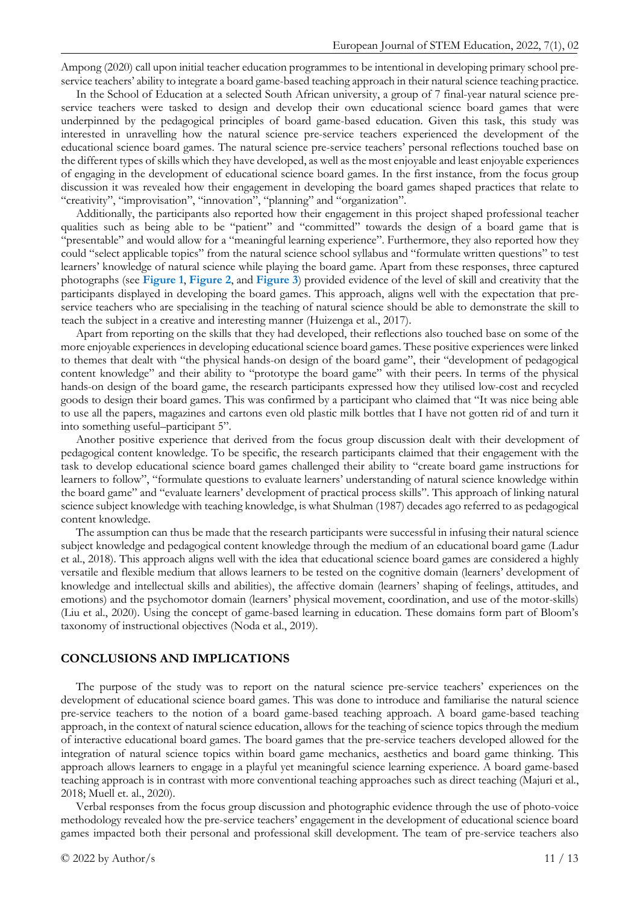Ampong (2020) call upon initial teacher education programmes to be intentional in developing primary school pre-service teachers' ability to integrate a board game-based teaching approach in their natural science teaching practice.

In the School of Education at a selected South African university, a group of 7 final-year natural science pre-service teachers were tasked to design and develop their own educational science board games that were underpinned by the pedagogical principles of board game-based education. Given this task, this study was interested in unravelling how the natural science pre-service teachers experienced the development of the educational science board games. The natural science pre-service teachers' personal reflections touched base on the different types of skills which they have developed, as well as the most enjoyable and least enjoyable experiences of engaging in the development of educational science board games. In the first instance, from the focus group discussion it was revealed how their engagement in developing the board games shaped practices that relate to "creativity", "improvisation", "innovation", "planning" and "organization".

Additionally, the participants also reported how their engagement in this project shaped professional teacher qualities such as being able to be "patient" and "committed" towards the design of a board game that is "presentable" and would allow for a "meaningful learning experience". Furthermore, they also reported how they could "select applicable topics" from the natural science school syllabus and "formulate written questions" to test learners' knowledge of natural science while playing the board game. Apart from these responses, three captured photographs (see **Figure 1**, **Figure 2**, and **Figure 3**) provided evidence of the level of skill and creativity that the participants displayed in developing the board games. This approach, aligns well with the expectation that pre-service teachers who are specialising in the teaching of natural science should be able to demonstrate the skill to teach the subject in a creative and interesting manner (Huizenga et al., 2017).

Apart from reporting on the skills that they had developed, their reflections also touched base on some of the more enjoyable experiences in developing educational science board games. These positive experiences were linked to themes that dealt with "the physical hands-on design of the board game", their "development of pedagogical content knowledge" and their ability to "prototype the board game" with their peers. In terms of the physical hands-on design of the board game, the research participants expressed how they utilised low-cost and recycled goods to design their board games. This was confirmed by a participant who claimed that "It was nice being able to use all the papers, magazines and cartons even old plastic milk bottles that I have not gotten rid of and turn it into something useful–participant 5".

Another positive experience that derived from the focus group discussion dealt with their development of pedagogical content knowledge. To be specific, the research participants claimed that their engagement with the task to develop educational science board games challenged their ability to "create board game instructions for learners to follow", "formulate questions to evaluate learners' understanding of natural science knowledge within the board game" and "evaluate learners' development of practical process skills". This approach of linking natural science subject knowledge with teaching knowledge, is what Shulman (1987) decades ago referred to as pedagogical content knowledge.

The assumption can thus be made that the research participants were successful in infusing their natural science subject knowledge and pedagogical content knowledge through the medium of an educational board game (Ladur et al., 2018). This approach aligns well with the idea that educational science board games are considered a highly versatile and flexible medium that allows learners to be tested on the cognitive domain (learners' development of knowledge and intellectual skills and abilities), the affective domain (learners' shaping of feelings, attitudes, and emotions) and the psychomotor domain (learners' physical movement, coordination, and use of the motor-skills) (Liu et al., 2020). Using the concept of game-based learning in education. These domains form part of Bloom's taxonomy of instructional objectives (Noda et al., 2019).

## CONCLUSIONS AND IMPLICATIONS

The purpose of the study was to report on the natural science pre-service teachers' experiences on the development of educational science board games. This was done to introduce and familiarise the natural science pre-service teachers to the notion of a board game-based teaching approach. A board game-based teaching approach, in the context of natural science education, allows for the teaching of science topics through the medium of interactive educational board games. The board games that the pre-service teachers developed allowed for the integration of natural science topics within board game mechanics, aesthetics and board game thinking. This approach allows learners to engage in a playful yet meaningful science learning experience. A board game-based teaching approach is in contrast with more conventional teaching approaches such as direct teaching (Majuri et al., 2018; Muell et. al., 2020).

Verbal responses from the focus group discussion and photographic evidence through the use of photo-voice methodology revealed how the pre-service teachers' engagement in the development of educational science board games impacted both their personal and professional skill development. The team of pre-service teachers also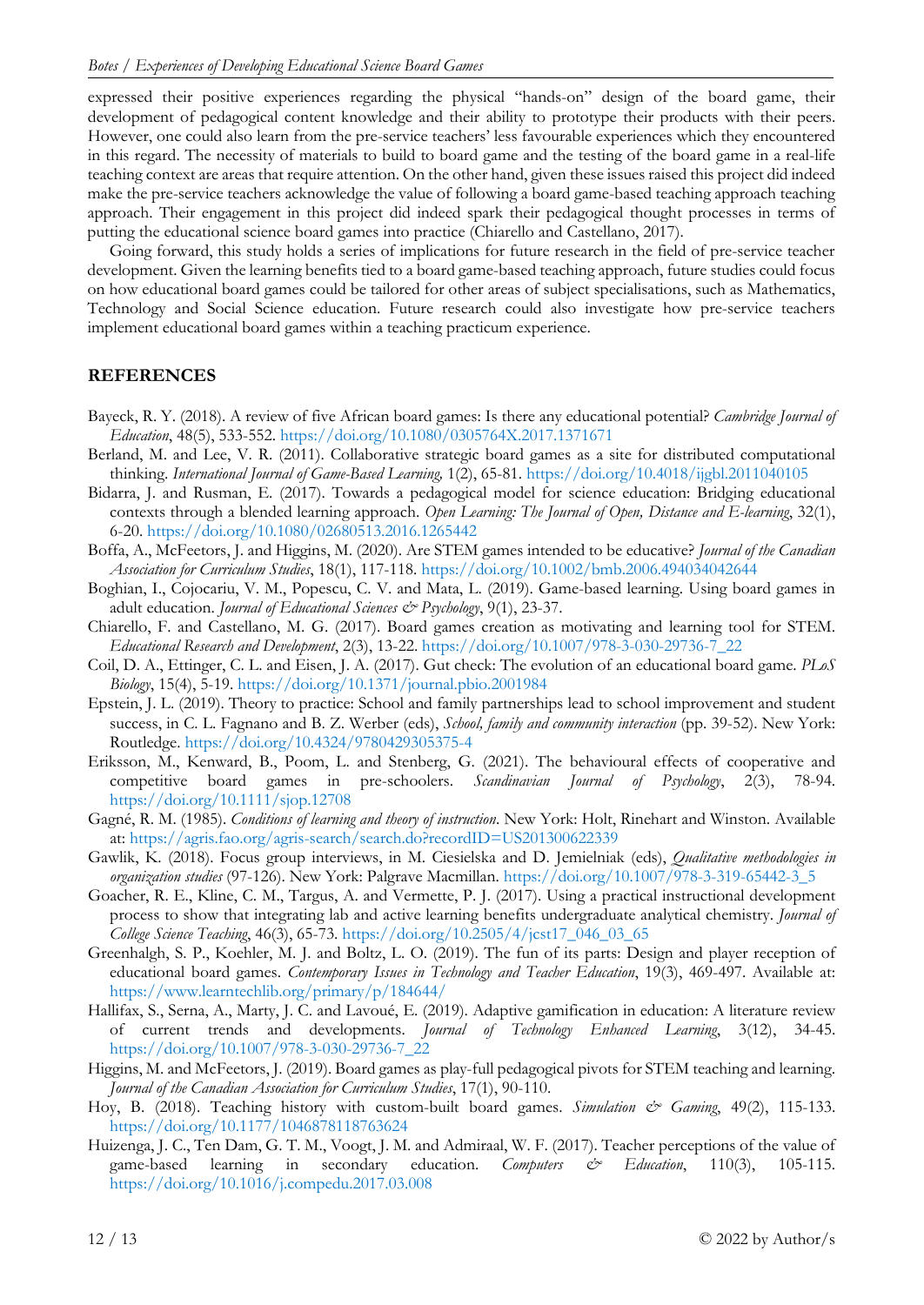expressed their positive experiences regarding the physical "hands-on" design of the board game, their development of pedagogical content knowledge and their ability to prototype their products with their peers. However, one could also learn from the pre-service teachers' less favourable experiences which they encountered in this regard. The necessity of materials to build to board game and the testing of the board game in a real-life teaching context are areas that require attention. On the other hand, given these issues raised this project did indeed make the pre-service teachers acknowledge the value of following a board game-based teaching approach teaching approach. Their engagement in this project did indeed spark their pedagogical thought processes in terms of putting the educational science board games into practice (Chiarello and Castellano, 2017).

Going forward, this study holds a series of implications for future research in the field of pre-service teacher development. Given the learning benefits tied to a board game-based teaching approach, future studies could focus on how educational board games could be tailored for other areas of subject specialisations, such as Mathematics, Technology and Social Science education. Future research could also investigate how pre-service teachers implement educational board games within a teaching practicum experience.

## REFERENCES

Bayeck, R. Y. (2018). A review of five African board games: Is there any educational potential? *Cambridge Journal of Education*, 48(5), 533-552. https://doi.org/10.1080/0305764X.2017.1371671

Berland, M. and Lee, V. R. (2011). Collaborative strategic board games as a site for distributed computational thinking. *International Journal of Game-Based Learning,* 1(2), 65-81. https://doi.org/10.4018/ijgbl.2011040105

Bidarra, J. and Rusman, E. (2017). Towards a pedagogical model for science education: Bridging educational contexts through a blended learning approach. *Open Learning: The Journal of Open, Distance and E-learning*, 32(1), 6-20. https://doi.org/10.1080/02680513.2016.1265442

Boffa, A., McFeetors, J. and Higgins, M. (2020). Are STEM games intended to be educative? *Journal of the Canadian Association for Curriculum Studies*, 18(1), 117-118. https://doi.org/10.1002/bmb.2006.494034042644

Boghian, I., Cojocariu, V. M., Popescu, C. V. and Mata, L. (2019). Game-based learning. Using board games in adult education. *Journal of Educational Sciences & Psychology*, 9(1), 23-37.

Chiarello, F. and Castellano, M. G. (2017). Board games creation as motivating and learning tool for STEM. *Educational Research and Development*, 2(3), 13-22. https://doi.org/10.1007/978-3-030-29736-7_22

Coil, D. A., Ettinger, C. L. and Eisen, J. A. (2017). Gut check: The evolution of an educational board game. *PLoS Biology*, 15(4), 5-19. https://doi.org/10.1371/journal.pbio.2001984

Epstein, J. L. (2019). Theory to practice: School and family partnerships lead to school improvement and student success, in C. L. Fagnano and B. Z. Werber (eds), *School, family and community interaction* (pp. 39-52). New York: Routledge. https://doi.org/10.4324/9780429305375-4

Eriksson, M., Kenward, B., Poom, L. and Stenberg, G. (2021). The behavioural effects of cooperative and competitive board games in pre-schoolers. *Scandinavian Journal of Psychology*, 2(3), 78-94. https://doi.org/10.1111/sjop.12708

Gagné, R. M. (1985). *Conditions of learning and theory of instruction*. New York: Holt, Rinehart and Winston. Available at: https://agris.fao.org/agris-search/search.do?recordID=US201300622339

Gawlik, K. (2018). Focus group interviews, in M. Ciesielska and D. Jemielniak (eds), *Qualitative methodologies in organization studies* (97-126). New York: Palgrave Macmillan. https://doi.org/10.1007/978-3-319-65442-3_5

Goacher, R. E., Kline, C. M., Targus, A. and Vermette, P. J. (2017). Using a practical instructional development process to show that integrating lab and active learning benefits undergraduate analytical chemistry. *Journal of College Science Teaching*, 46(3), 65-73. https://doi.org/10.2505/4/jcst17_046_03_65

Greenhalgh, S. P., Koehler, M. J. and Boltz, L. O. (2019). The fun of its parts: Design and player reception of educational board games. *Contemporary Issues in Technology and Teacher Education*, 19(3), 469-497. Available at: https://www.learntechlib.org/primary/p/184644/

Hallifax, S., Serna, A., Marty, J. C. and Lavoué, E. (2019). Adaptive gamification in education: A literature review of current trends and developments. *Journal of Technology Enhanced Learning*, 3(12), 34-45. https://doi.org/10.1007/978-3-030-29736-7_22

Higgins, M. and McFeetors, J. (2019). Board games as play-full pedagogical pivots for STEM teaching and learning. *Journal of the Canadian Association for Curriculum Studies*, 17(1), 90-110.

Hoy, B. (2018). Teaching history with custom-built board games. *Simulation & Gaming*, 49(2), 115-133. https://doi.org/10.1177/1046878118763624

Huizenga, J. C., Ten Dam, G. T. M., Voogt, J. M. and Admiraal, W. F. (2017). Teacher perceptions of the value of game-based learning in secondary education. *Computers & Education*, 110(3), 105-115. https://doi.org/10.1016/j.compedu.2017.03.008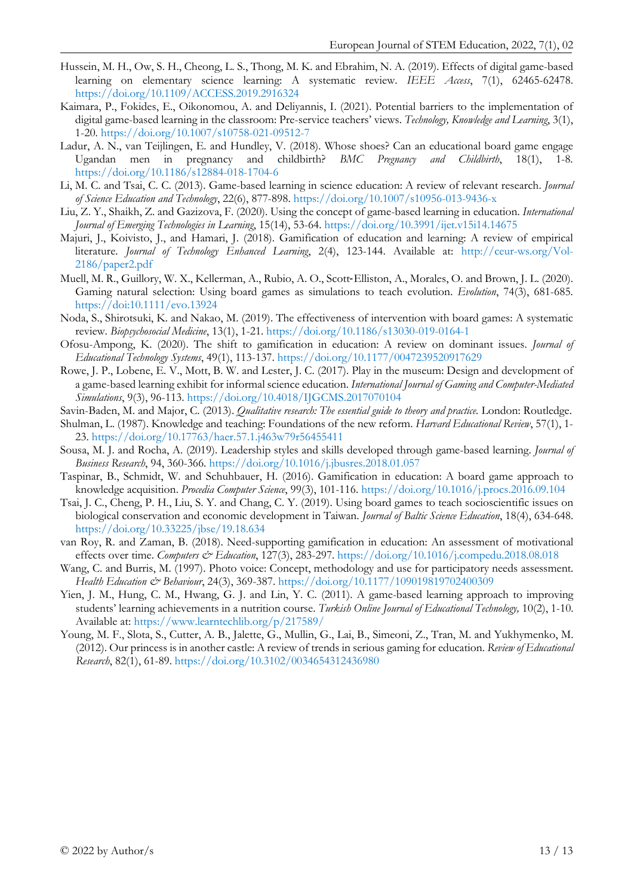Hussein, M. H., Ow, S. H., Cheong, L. S., Thong, M. K. and Ebrahim, N. A. (2019). Effects of digital game-based learning on elementary science learning: A systematic review. *IEEE Access*, 7(1), 62465-62478. https://doi.org/10.1109/ACCESS.2019.2916324

Kaimara, P., Fokides, E., Oikonomou, A. and Deliyannis, I. (2021). Potential barriers to the implementation of digital game-based learning in the classroom: Pre-service teachers' views. *Technology, Knowledge and Learning*, 3(1), 1-20. https://doi.org/10.1007/s10758-021-09512-7

Ladur, A. N., van Teijlingen, E. and Hundley, V. (2018). Whose shoes? Can an educational board game engage Ugandan men in pregnancy and childbirth? *BMC Pregnancy and Childbirth*, 18(1), 1-8. https://doi.org/10.1186/s12884-018-1704-6

Li, M. C. and Tsai, C. C. (2013). Game-based learning in science education: A review of relevant research. *Journal of Science Education and Technology*, 22(6), 877-898. https://doi.org/10.1007/s10956-013-9436-x

Liu, Z. Y., Shaikh, Z. and Gazizova, F. (2020). Using the concept of game-based learning in education. *International Journal of Emerging Technologies in Learning*, 15(14), 53-64. https://doi.org/10.3991/ijet.v15i14.14675

Majuri, J., Koivisto, J., and Hamari, J. (2018). Gamification of education and learning: A review of empirical literature. *Journal of Technology Enhanced Learning*, 2(4), 123-144. Available at: http://ceur-ws.org/Vol-2186/paper2.pdf

Muell, M. R., Guillory, W. X., Kellerman, A., Rubio, A. O., Scott‐Elliston, A., Morales, O. and Brown, J. L. (2020). Gaming natural selection: Using board games as simulations to teach evolution. *Evolution*, 74(3), 681-685. https://doi:10.1111/evo.13924

Noda, S., Shirotsuki, K. and Nakao, M. (2019). The effectiveness of intervention with board games: A systematic review. *Biopsychosocial Medicine*, 13(1), 1-21. https://doi.org/10.1186/s13030-019-0164-1

Ofosu-Ampong, K. (2020). The shift to gamification in education: A review on dominant issues. *Journal of Educational Technology Systems*, 49(1), 113-137. https://doi.org/10.1177/0047239520917629

Rowe, J. P., Lobene, E. V., Mott, B. W. and Lester, J. C. (2017). Play in the museum: Design and development of a game-based learning exhibit for informal science education. *International Journal of Gaming and Computer-Mediated Simulations*, 9(3), 96-113. https://doi.org/10.4018/IJGCMS.2017070104

Savin-Baden, M. and Major, C. (2013). *Qualitative research: The essential guide to theory and practice.* London: Routledge.

Shulman, L. (1987). Knowledge and teaching: Foundations of the new reform. *Harvard Educational Review*, 57(1), 1-23. https://doi.org/10.17763/haer.57.1.j463w79r56455411

Sousa, M. J. and Rocha, A. (2019). Leadership styles and skills developed through game-based learning. *Journal of Business Research*, 94, 360-366. https://doi.org/10.1016/j.jbusres.2018.01.057

Taspinar, B., Schmidt, W. and Schuhbauer, H. (2016). Gamification in education: A board game approach to knowledge acquisition. *Procedia Computer Science*, 99(3), 101-116. https://doi.org/10.1016/j.procs.2016.09.104

Tsai, J. C., Cheng, P. H., Liu, S. Y. and Chang, C. Y. (2019). Using board games to teach socioscientific issues on biological conservation and economic development in Taiwan. *Journal of Baltic Science Education*, 18(4), 634-648. https://doi.org/10.33225/jbse/19.18.634

van Roy, R. and Zaman, B. (2018). Need-supporting gamification in education: An assessment of motivational effects over time. *Computers & Education*, 127(3), 283-297. https://doi.org/10.1016/j.compedu.2018.08.018

Wang, C. and Burris, M. (1997). Photo voice: Concept, methodology and use for participatory needs assessment. *Health Education & Behaviour*, 24(3), 369-387. https://doi.org/10.1177/109019819702400309

Yien, J. M., Hung, C. M., Hwang, G. J. and Lin, Y. C. (2011). A game-based learning approach to improving students' learning achievements in a nutrition course. *Turkish Online Journal of Educational Technology,* 10(2), 1-10. Available at: https://www.learntechlib.org/p/217589/

Young, M. F., Slota, S., Cutter, A. B., Jalette, G., Mullin, G., Lai, B., Simeoni, Z., Tran, M. and Yukhymenko, M. (2012). Our princess is in another castle: A review of trends in serious gaming for education. *Review of Educational Research*, 82(1), 61-89. https://doi.org/10.3102/0034654312436980